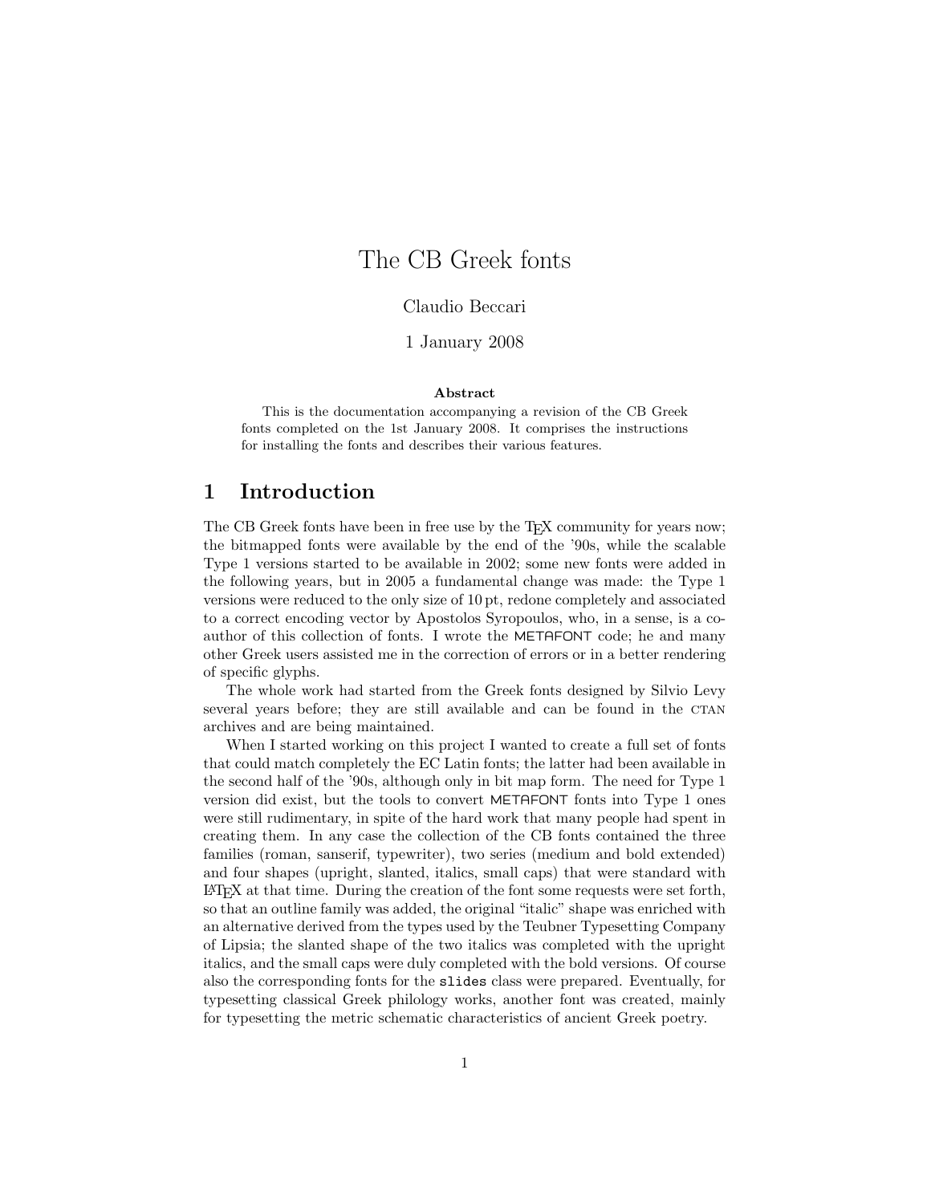# The CB Greek fonts

Claudio Beccari

1 January 2008

**Abstract**

This is the documentation accompanying a revision of the CB Greek fonts completed on the 1st January 2008. It comprises the instructions for installing the fonts and describes their various features.

## 1 Introduction

The CB Greek fonts have been in free use by the TeX community for years now; the bitmapped fonts were available by the end of the '90s, while the scalable Type 1 versions started to be available in 2002; some new fonts were added in the following years, but in 2005 a fundamental change was made: the Type 1 versions were reduced to the only size of 10 pt, redone completely and associated to a correct encoding vector by Apostolos Syropoulos, who, in a sense, is a co-author of this collection of fonts. I wrote the METAFONT code; he and many other Greek users assisted me in the correction of errors or in a better rendering of specific glyphs.

The whole work had started from the Greek fonts designed by Silvio Levy several years before; they are still available and can be found in the CTAN archives and are being maintained.

When I started working on this project I wanted to create a full set of fonts that could match completely the EC Latin fonts; the latter had been available in the second half of the '90s, although only in bit map form. The need for Type 1 version did exist, but the tools to convert METAFONT fonts into Type 1 ones were still rudimentary, in spite of the hard work that many people had spent in creating them. In any case the collection of the CB fonts contained the three families (roman, sanserif, typewriter), two series (medium and bold extended) and four shapes (upright, slanted, italics, small caps) that were standard with LaTeX at that time. During the creation of the font some requests were set forth, so that an outline family was added, the original "italic" shape was enriched with an alternative derived from the types used by the Teubner Typesetting Company of Lipsia; the slanted shape of the two italics was completed with the upright italics, and the small caps were duly completed with the bold versions. Of course also the corresponding fonts for the `slides` class were prepared. Eventually, for typesetting classical Greek philology works, another font was created, mainly for typesetting the metric schematic characteristics of ancient Greek poetry.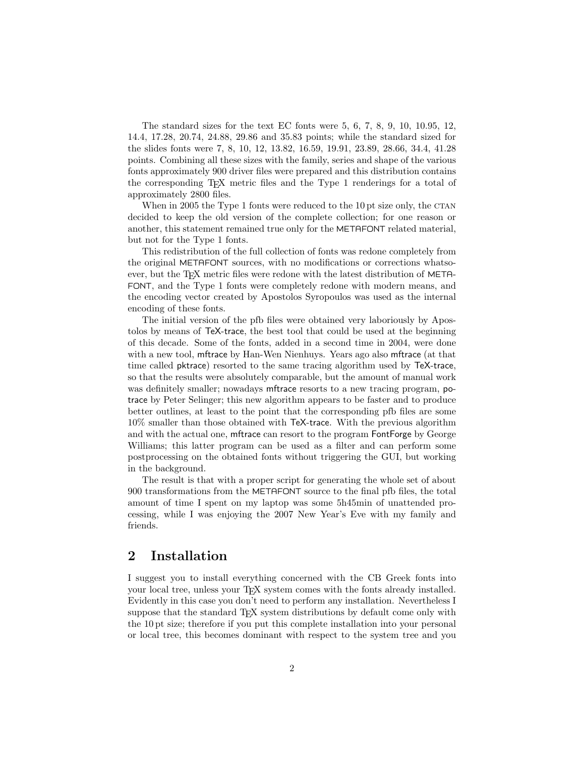The standard sizes for the text EC fonts were 5, 6, 7, 8, 9, 10, 10.95, 12, 14.4, 17.28, 20.74, 24.88, 29.86 and 35.83 points; while the standard sized for the slides fonts were 7, 8, 10, 12, 13.82, 16.59, 19.91, 23.89, 28.66, 34.4, 41.28 points. Combining all these sizes with the family, series and shape of the various fonts approximately 900 driver files were prepared and this distribution contains the corresponding TEX metric files and the Type 1 renderings for a total of approximately 2800 files.

When in 2005 the Type 1 fonts were reduced to the 10 pt size only, the CTAN decided to keep the old version of the complete collection; for one reason or another, this statement remained true only for the METAFONT related material, but not for the Type 1 fonts.

This redistribution of the full collection of fonts was redone completely from the original METAFONT sources, with no modifications or corrections whatsoever, but the TEX metric files were redone with the latest distribution of METAFONT, and the Type 1 fonts were completely redone with modern means, and the encoding vector created by Apostolos Syropoulos was used as the internal encoding of these fonts.

The initial version of the pfb files were obtained very laboriously by Apostolos by means of TeX-trace, the best tool that could be used at the beginning of this decade. Some of the fonts, added in a second time in 2004, were done with a new tool, mftrace by Han-Wen Nienhuys. Years ago also mftrace (at that time called pktrace) resorted to the same tracing algorithm used by TeX-trace, so that the results were absolutely comparable, but the amount of manual work was definitely smaller; nowadays mftrace resorts to a new tracing program, potrace by Peter Selinger; this new algorithm appears to be faster and to produce better outlines, at least to the point that the corresponding pfb files are some 10% smaller than those obtained with TeX-trace. With the previous algorithm and with the actual one, mftrace can resort to the program FontForge by George Williams; this latter program can be used as a filter and can perform some postprocessing on the obtained fonts without triggering the GUI, but working in the background.

The result is that with a proper script for generating the whole set of about 900 transformations from the METAFONT source to the final pfb files, the total amount of time I spent on my laptop was some 5h45min of unattended processing, while I was enjoying the 2007 New Year's Eve with my family and friends.

## 2 Installation

I suggest you to install everything concerned with the CB Greek fonts into your local tree, unless your TEX system comes with the fonts already installed. Evidently in this case you don't need to perform any installation. Nevertheless I suppose that the standard TEX system distributions by default come only with the 10 pt size; therefore if you put this complete installation into your personal or local tree, this becomes dominant with respect to the system tree and you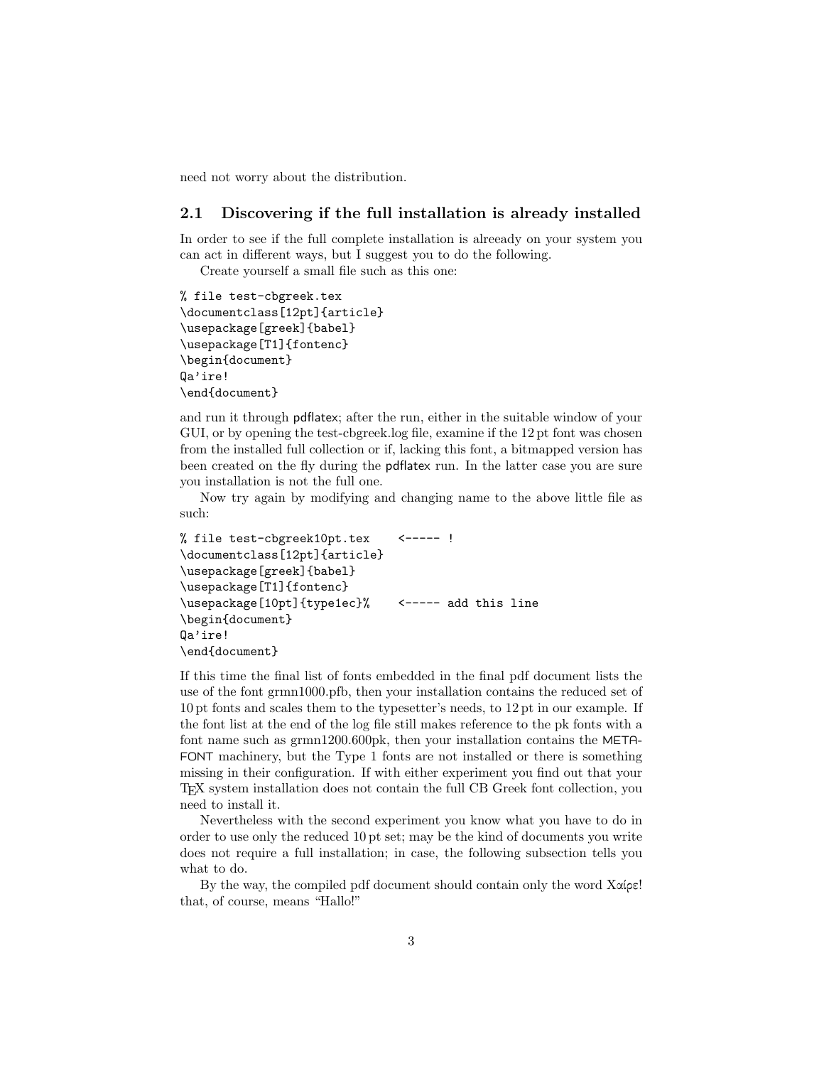need not worry about the distribution.

## 2.1 Discovering if the full installation is already installed

In order to see if the full complete installation is alreeady on your system you can act in different ways, but I suggest you to do the following.

Create yourself a small file such as this one:

```
% file test-cbgreek.tex
\documentclass[12pt]{article}
\usepackage[greek]{babel}
\usepackage[T1]{fontenc}
\begin{document}
Qa'ire!
\end{document}
```

and run it through pdflatex; after the run, either in the suitable window of your GUI, or by opening the test-cbgreek.log file, examine if the 12 pt font was chosen from the installed full collection or if, lacking this font, a bitmapped version has been created on the fly during the pdflatex run. In the latter case you are sure you installation is not the full one.

Now try again by modifying and changing name to the above little file as such:

```
% file test-cbgreek10pt.tex    <----- !
\documentclass[12pt]{article}
\usepackage[greek]{babel}
\usepackage[T1]{fontenc}
\usepackage[10pt]{type1ec}%    <----- add this line
\begin{document}
Qa'ire!
\end{document}
```

If this time the final list of fonts embedded in the final pdf document lists the use of the font grmn1000.pfb, then your installation contains the reduced set of 10 pt fonts and scales them to the typesetter's needs, to 12 pt in our example. If the font list at the end of the log file still makes reference to the pk fonts with a font name such as grmn1200.600pk, then your installation contains the METAFONT machinery, but the Type 1 fonts are not installed or there is something missing in their configuration. If with either experiment you find out that your TeX system installation does not contain the full CB Greek font collection, you need to install it.

Nevertheless with the second experiment you know what you have to do in order to use only the reduced 10 pt set; may be the kind of documents you write does not require a full installation; in case, the following subsection tells you what to do.

By the way, the compiled pdf document should contain only the word Χαίρε! that, of course, means "Hallo!"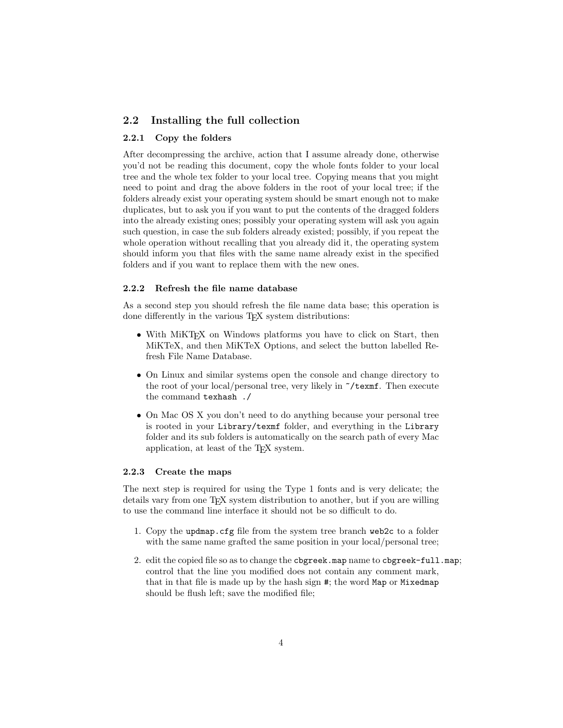## 2.2 Installing the full collection

### 2.2.1 Copy the folders

After decompressing the archive, action that I assume already done, otherwise you'd not be reading this document, copy the whole fonts folder to your local tree and the whole tex folder to your local tree. Copying means that you might need to point and drag the above folders in the root of your local tree; if the folders already exist your operating system should be smart enough not to make duplicates, but to ask you if you want to put the contents of the dragged folders into the already existing ones; possibly your operating system will ask you again such question, in case the sub folders already existed; possibly, if you repeat the whole operation without recalling that you already did it, the operating system should inform you that files with the same name already exist in the specified folders and if you want to replace them with the new ones.

### 2.2.2 Refresh the file name database

As a second step you should refresh the file name data base; this operation is done differently in the various TEX system distributions:

- With MiKTEX on Windows platforms you have to click on Start, then MiKTeX, and then MiKTeX Options, and select the button labelled Refresh File Name Database.
- On Linux and similar systems open the console and change directory to the root of your local/personal tree, very likely in `~/texmf`. Then execute the command `texhash ./`
- On Mac OS X you don't need to do anything because your personal tree is rooted in your `Library/texmf` folder, and everything in the `Library` folder and its sub folders is automatically on the search path of every Mac application, at least of the TEX system.

### 2.2.3 Create the maps

The next step is required for using the Type 1 fonts and is very delicate; the details vary from one TEX system distribution to another, but if you are willing to use the command line interface it should not be so difficult to do.

1. Copy the `updmap.cfg` file from the system tree branch `web2c` to a folder with the same name grafted the same position in your local/personal tree;
2. edit the copied file so as to change the `cbgreek.map` name to `cbgreek-full.map`; control that the line you modified does not contain any comment mark, that in that file is made up by the hash sign `#`; the word `Map` or `Mixedmap` should be flush left; save the modified file;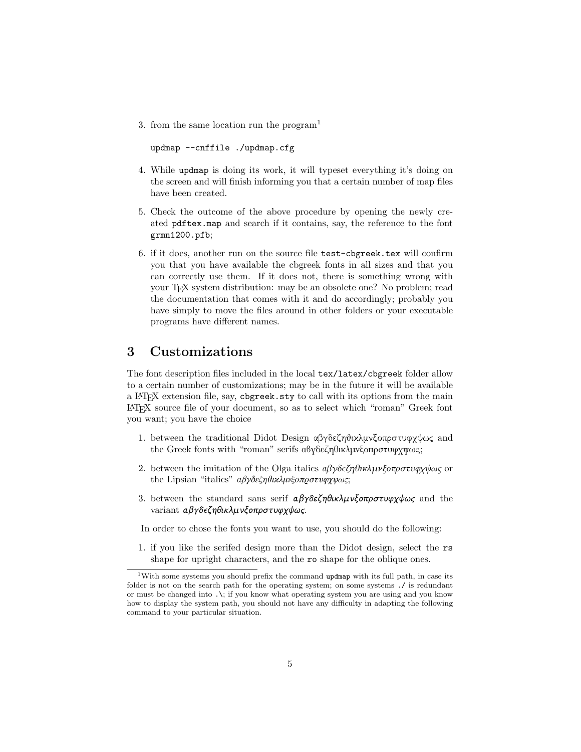3. from the same location run the program[1]

   ```
   updmap --cnffile ./updmap.cfg
   ```

4. While updmap is doing its work, it will typeset everything it's doing on the screen and will finish informing you that a certain number of map files have been created.

5. Check the outcome of the above procedure by opening the newly created `pdftex.map` and search if it contains, say, the reference to the font `grmn1200.pfb`;

6. if it does, another run on the source file `test-cbgreek.tex` will confirm you that you have available the cbgreek fonts in all sizes and that you can correctly use them. If it does not, there is something wrong with your TEX system distribution: may be an obsolete one? No problem; read the documentation that comes with it and do accordingly; probably you have simply to move the files around in other folders or your executable programs have different names.

## 3 Customizations

The font description files included in the local `tex/latex/cbgreek` folder allow to a certain number of customizations; may be in the future it will be available a LATEX extension file, say, `cbgreek.sty` to call with its options from the main LATEX source file of your document, so as to select which "roman" Greek font you want; you have the choice

1. between the traditional Didot Design αβγδεζηϑικλμνξοπρστυφχψως and the Greek fonts with "roman" serifs αβγδεζηθικλμνξοπρστυφχψως;

2. between the imitation of the Olga italics *αβγδεζηϑικλμνξοπρστυφχψως* or the Lipsian "italics" *αβγδεζηθικλμνξοπϱστυφχψως*;

3. between the standard sans serif ***αβγδεζηθικλμνξοπρστυφχψως*** and the variant ***αβγδεζηθικλμνξοπρστυφχψως***.

In order to chose the fonts you want to use, you should do the following:

1. if you like the serifed design more than the Didot design, select the `rs` shape for upright characters, and the `ro` shape for the oblique ones.

---

[1] With some systems you should prefix the command `updmap` with its full path, in case its folder is not on the search path for the operating system; on some systems `./` is redundant or must be changed into `.\`; if you know what operating system you are using and you know how to display the system path, you should not have any difficulty in adapting the following command to your particular situation.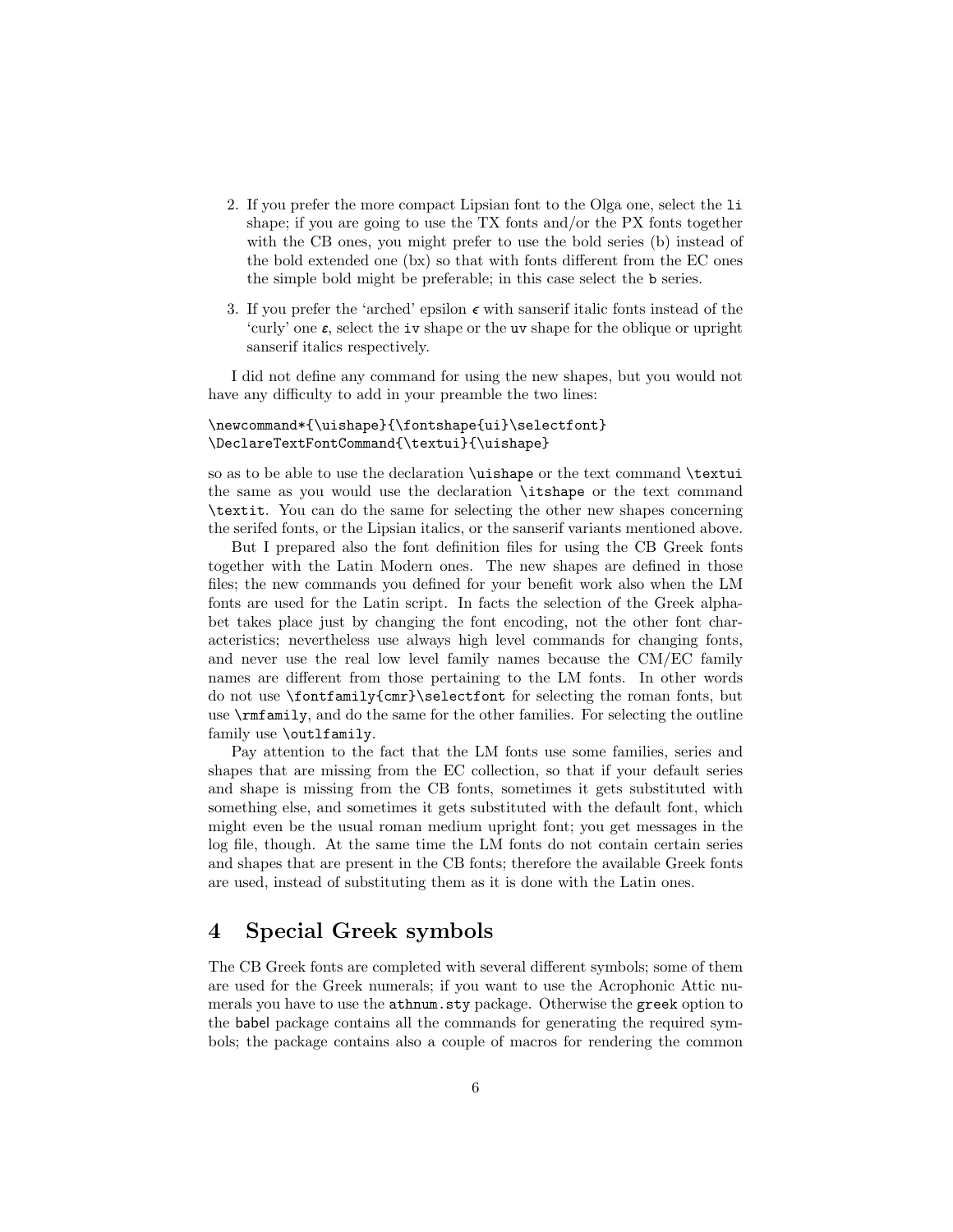2. If you prefer the more compact Lipsian font to the Olga one, select the `li` shape; if you are going to use the TX fonts and/or the PX fonts together with the CB ones, you might prefer to use the bold series (b) instead of the bold extended one (bx) so that with fonts different from the EC ones the simple bold might be preferable; in this case select the `b` series.

3. If you prefer the 'arched' epsilon $\epsilon$ with sanserif italic fonts instead of the 'curly' one $\varepsilon$, select the `iv` shape or the `uv` shape for the oblique or upright sanserif italics respectively.

I did not define any command for using the new shapes, but you would not have any difficulty to add in your preamble the two lines:

```
\newcommand*{\uishape}{\fontshape{ui}\selectfont}
\DeclareTextFontCommand{\textui}{\uishape}
```

so as to be able to use the declaration `\uishape` or the text command `\textui` the same as you would use the declaration `\itshape` or the text command `\textit`. You can do the same for selecting the other new shapes concerning the serifed fonts, or the Lipsian italics, or the sanserif variants mentioned above.

But I prepared also the font definition files for using the CB Greek fonts together with the Latin Modern ones. The new shapes are defined in those files; the new commands you defined for your benefit work also when the LM fonts are used for the Latin script. In facts the selection of the Greek alphabet takes place just by changing the font encoding, not the other font characteristics; nevertheless use always high level commands for changing fonts, and never use the real low level family names because the CM/EC family names are different from those pertaining to the LM fonts. In other words do not use `\fontfamily{cmr}\selectfont` for selecting the roman fonts, but use `\rmfamily`, and do the same for the other families. For selecting the outline family use `\outlfamily`.

Pay attention to the fact that the LM fonts use some families, series and shapes that are missing from the EC collection, so that if your default series and shape is missing from the CB fonts, sometimes it gets substituted with something else, and sometimes it gets substituted with the default font, which might even be the usual roman medium upright font; you get messages in the log file, though. At the same time the LM fonts do not contain certain series and shapes that are present in the CB fonts; therefore the available Greek fonts are used, instead of substituting them as it is done with the Latin ones.

# 4 Special Greek symbols

The CB Greek fonts are completed with several different symbols; some of them are used for the Greek numerals; if you want to use the Acrophonic Attic numerals you have to use the `athnum.sty` package. Otherwise the `greek` option to the babel package contains all the commands for generating the required symbols; the package contains also a couple of macros for rendering the common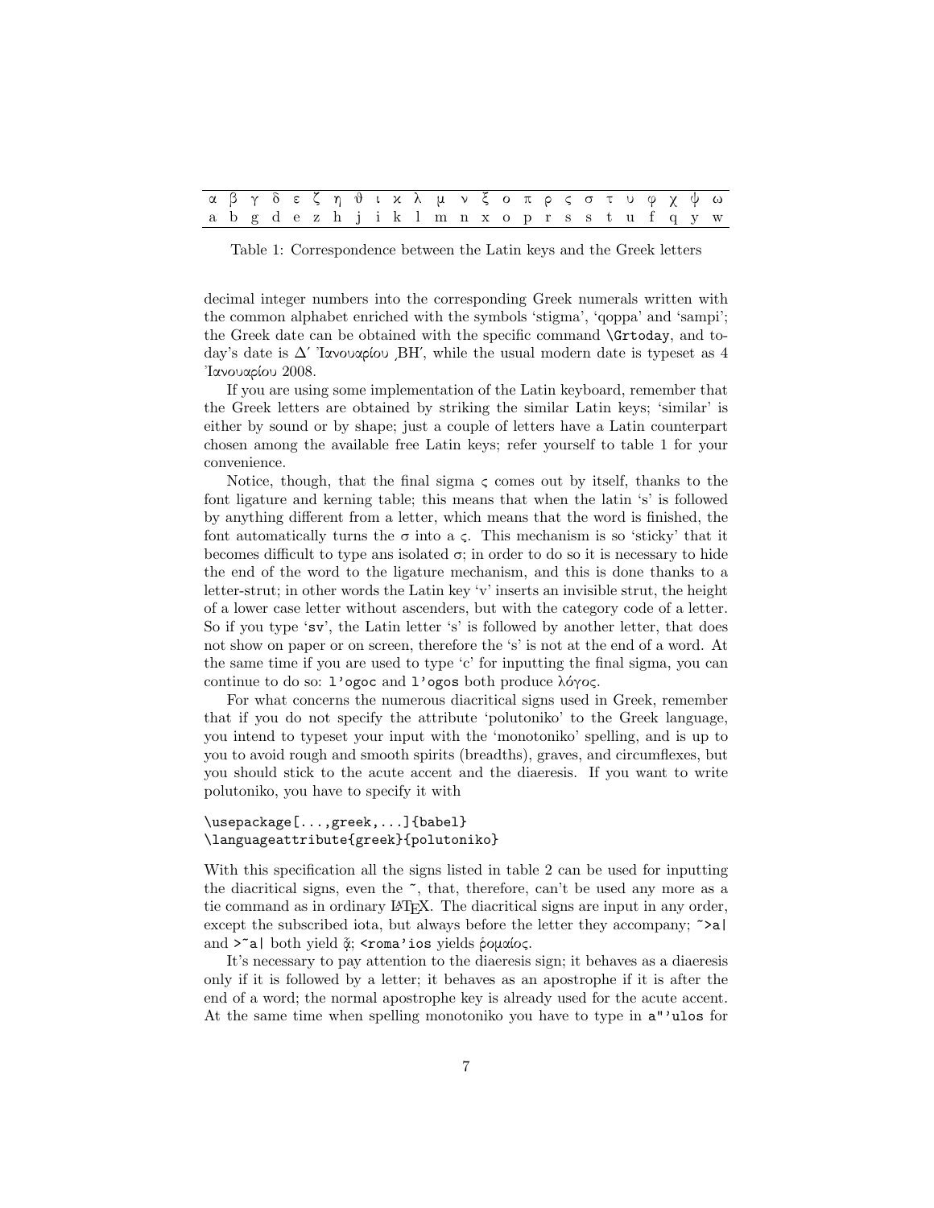| α | β | γ | δ | ε | ζ | η | ϑ | ι | κ | λ | μ | ν | ξ | ο | π | ρ | ς | σ | τ | υ | φ | χ | ψ | ω |
|---|---|---|---|---|---|---|---|---|---|---|---|---|---|---|---|---|---|---|---|---|---|---|---|---|
| a | b | g | d | e | z | h | j | i | k | l | m | n | x | o | p | r | s | s | t | u | f | q | y | w |

Table 1: Correspondence between the Latin keys and the Greek letters

decimal integer numbers into the corresponding Greek numerals written with the common alphabet enriched with the symbols 'stigma', 'qoppa' and 'sampi'; the Greek date can be obtained with the specific command `\Grtoday`, and today's date is Δ′ Ἰανουαρίου ͵ΒΗ′, while the usual modern date is typeset as 4 Ἰανουαρίου 2008.

If you are using some implementation of the Latin keyboard, remember that the Greek letters are obtained by striking the similar Latin keys; 'similar' is either by sound or by shape; just a couple of letters have a Latin counterpart chosen among the available free Latin keys; refer yourself to table 1 for your convenience.

Notice, though, that the final sigma ς comes out by itself, thanks to the font ligature and kerning table; this means that when the latin 's' is followed by anything different from a letter, which means that the word is finished, the font automatically turns the σ into a ς. This mechanism is so 'sticky' that it becomes difficult to type ans isolated σ; in order to do so it is necessary to hide the end of the word to the ligature mechanism, and this is done thanks to a letter-strut; in other words the Latin key 'v' inserts an invisible strut, the height of a lower case letter without ascenders, but with the category code of a letter. So if you type '`sv`', the Latin letter 's' is followed by another letter, that does not show on paper or on screen, therefore the 's' is not at the end of a word. At the same time if you are used to type 'c' for inputting the final sigma, you can continue to do so: `l'ogoc` and `l'ogos` both produce λόγος.

For what concerns the numerous diacritical signs used in Greek, remember that if you do not specify the attribute 'polutoniko' to the Greek language, you intend to typeset your input with the 'monotoniko' spelling, and is up to you to avoid rough and smooth spirits (breadths), graves, and circumflexes, but you should stick to the acute accent and the diaeresis. If you want to write polutoniko, you have to specify it with

```
\usepackage[...,greek,...]{babel}
\languageattribute{greek}{polutoniko}
```

With this specification all the signs listed in table 2 can be used for inputting the diacritical signs, even the ~, that, therefore, can't be used any more as a tie command as in ordinary LaTeX. The diacritical signs are input in any order, except the subscribed iota, but always before the letter they accompany; `~>a|` and `>~a|` both yield ᾆ; `<roma'ios` yields ῥομαίος.

It's necessary to pay attention to the diaeresis sign; it behaves as a diaeresis only if it is followed by a letter; it behaves as an apostrophe if it is after the end of a word; the normal apostrophe key is already used for the acute accent. At the same time when spelling monotoniko you have to type in `a"'ulos` for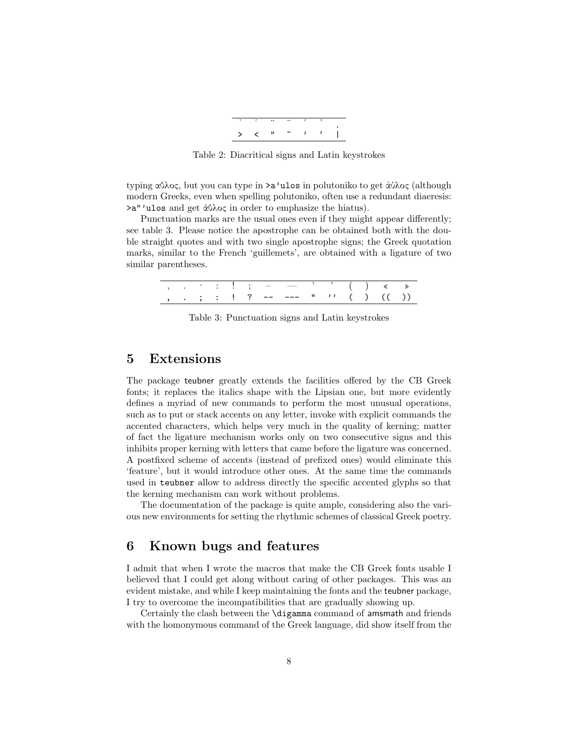| ̓ | ̔ | ¨ | ~ | ́ | ̀ | ͅ |
|---|---|---|---|---|---|---|
| > | < | " | ~ | ' | ` | \| |

Table 2: Diacritical signs and Latin keystrokes

typing αΰλος, but you can type in `>a'ulos` in polutoniko to get ἀύλος (although modern Greeks, even when spelling polutoniko, often use a redundant diaeresis: `>a"'ulos` and get ἀΰλος in order to emphasize the hiatus).

Punctuation marks are the usual ones even if they might appear differently; see table 3. Please notice the apostrophe can be obtained both with the double straight quotes and with two single apostrophe signs; the Greek quotation marks, similar to the French 'guillemets', are obtained with a ligature of two similar parentheses.

| , | . | · | : | ! | ; | – | — | ' | ' | ( | ) | « | » |
|---|---|---|---|---|---|---|---|---|---|---|---|---|---|
| , | . | ; | : | ! | ? | -- | --- | " | '' | ( | ) | (( | )) |

Table 3: Punctuation signs and Latin keystrokes

## 5 Extensions

The package teubner greatly extends the facilities offered by the CB Greek fonts; it replaces the italics shape with the Lipsian one, but more evidently defines a myriad of new commands to perform the most unusual operations, such as to put or stack accents on any letter, invoke with explicit commands the accented characters, which helps very much in the quality of kerning; matter of fact the ligature mechanism works only on two consecutive signs and this inhibits proper kerning with letters that came before the ligature was concerned. A postfixed scheme of accents (instead of prefixed ones) would eliminate this 'feature', but it would introduce other ones. At the same time the commands used in `teubner` allow to address directly the specific accented glyphs so that the kerning mechanism can work without problems.

The documentation of the package is quite ample, considering also the various new environments for setting the rhythmic schemes of classical Greek poetry.

## 6 Known bugs and features

I admit that when I wrote the macros that make the CB Greek fonts usable I believed that I could get along without caring of other packages. This was an evident mistake, and while I keep maintaining the fonts and the teubner package, I try to overcome the incompatibilities that are gradually showing up.

Certainly the clash between the `\digamma` command of amsmath and friends with the homonymous command of the Greek language, did show itself from the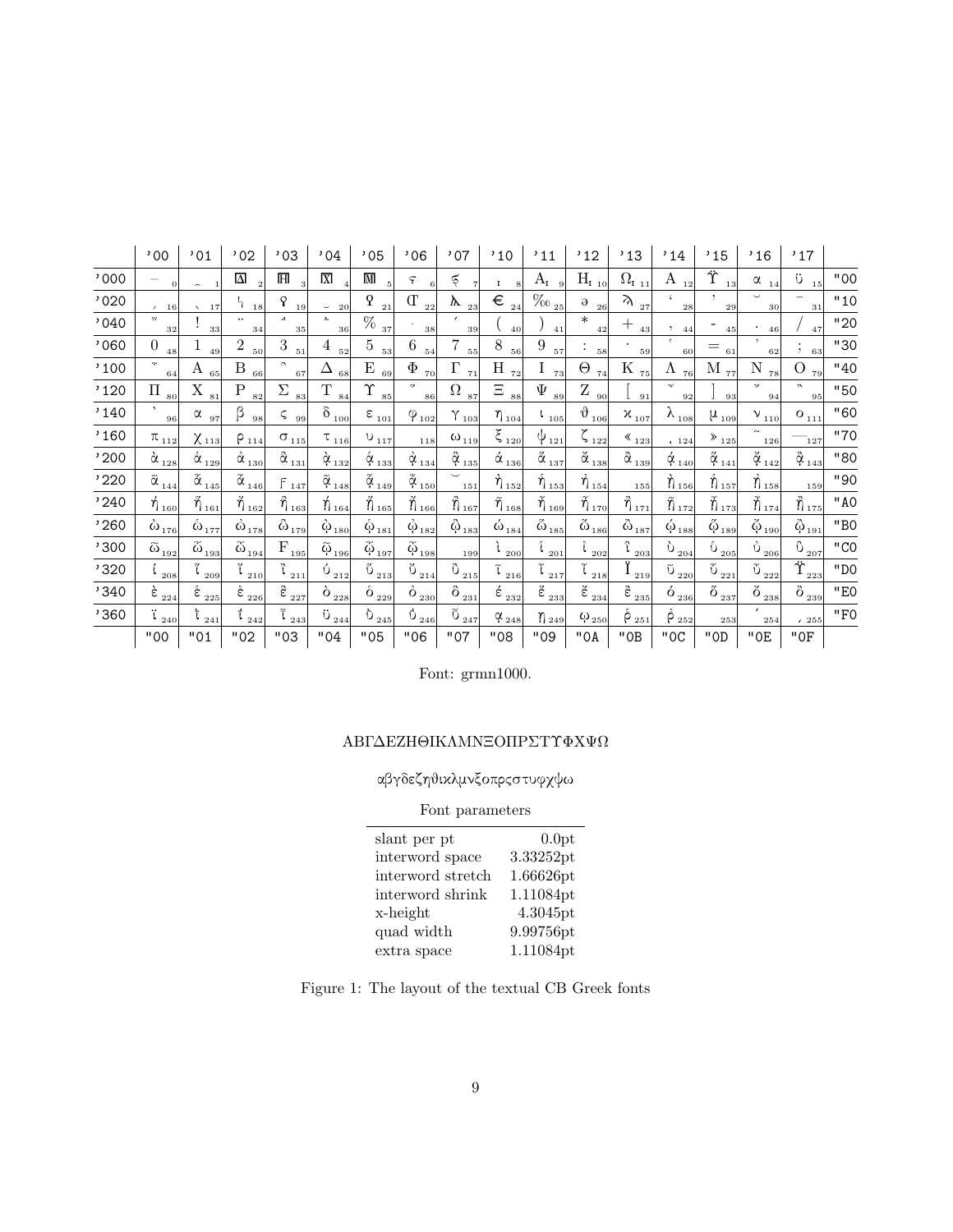| | '00 | '01 | '02 | '03 | '04 | '05 | '06 | '07 | '10 | '11 | '12 | '13 | '14 | '15 | '16 | '17 | |
|---|---|---|---|---|---|---|---|---|---|---|---|---|---|---|---|---|---|
| '000 | – 0 | ‿ 1 | ◫ 2 | ◫ 3 | ◫ 4 | ◫ 5 | ϛ 6 | ϟ 7 | ι 8 | Aι 9 | Hι 10 | Ωι 11 | A 12 | Ϋ 13 | α 14 | ϋ 15 | "00 |
| '020 | ͵ 16 | ˎ 17 | ϟ 18 | ϙ 19 | ˘ 20 | Ϙ 21 | Ϡ 22 | ƛ 23 | € 24 | ‰ 25 | ə 26 | ϡ 27 | ʿ 28 | ʼ 29 | ˘ 30 | ¯ 31 | "10 |
| '040 | ῁ 32 | ! 33 | ¨ 34 | ῎ 35 | ῞ 36 | % 37 | · 38 | ’ 39 | ( 40 | ) 41 | * 42 | + 43 | , 44 | - 45 | . 46 | / 47 | "20 |
| '060 | 0 48 | 1 49 | 2 50 | 3 51 | 4 52 | 5 53 | 6 54 | 7 55 | 8 56 | 9 57 | : 58 | · 59 | ῾ 60 | = 61 | ᾿ 62 | ; 63 | "30 |
| '100 | ῟ 64 | A 65 | B 66 | ῝ 67 | Δ 68 | E 69 | Φ 70 | Γ 71 | H 72 | I 73 | Θ 74 | K 75 | Λ 76 | M 77 | N 78 | O 79 | "40 |
| '120 | Π 80 | X 81 | P 82 | Σ 83 | T 84 | Υ 85 | ῞ 86 | Ω 87 | Ξ 88 | Ψ 89 | Z 90 | [ 91 | ῏ 92 | ] 93 | ῎ 94 | ῍ 95 | "50 |
| '140 | ` 96 | α 97 | β 98 | ς 99 | δ 100 | ε 101 | φ 102 | γ 103 | η 104 | ι 105 | ϑ 106 | κ 107 | λ 108 | μ 109 | ν 110 | ο 111 | "60 |
| '160 | π 112 | χ 113 | ρ 114 | σ 115 | τ 116 | υ 117 | 118 | ω 119 | ξ 120 | ψ 121 | ζ 122 | « 123 | ͵ 124 | » 125 | ~ 126 | — 127 | "70 |
| '200 | ὰ 128 | ἃ 129 | ἂ 130 | ᾶ 131 | ᾲ 132 | ᾃ 133 | ᾂ 134 | ᾷ 135 | ά 136 | ἅ 137 | ἄ 138 | ᾶ 139 | ᾴ 140 | ᾅ 141 | ᾄ 142 | ᾷ 143 | "80 |
| '220 | ᾶ 144 | ἇ 145 | ἆ 146 | ϝ 147 | ᾷ 148 | ᾇ 149 | ᾆ 150 | ‿ 151 | ὴ 152 | ἣ 153 | ἢ 154 | 155 | ῂ 156 | ᾓ 157 | ᾒ 158 | 159 | "90 |
| '240 | ή 160 | ἥ 161 | ἤ 162 | ῆ 163 | ῄ 164 | ᾕ 165 | ᾔ 166 | ῇ 167 | ῆ 168 | ἧ 169 | ἦ 170 | ῇ 171 | ῇ 172 | ᾗ 173 | ᾖ 174 | ῇ 175 | "A0 |
| '260 | ὼ 176 | ὣ 177 | ὢ 178 | ῶ 179 | ῲ 180 | ᾣ 181 | ᾢ 182 | ῷ 183 | ώ 184 | ὥ 185 | ὤ 186 | ῶ 187 | ῴ 188 | ᾥ 189 | ᾤ 190 | ῷ 191 | "B0 |
| '300 | ῶ 192 | ὧ 193 | ὦ 194 | Ϝ 195 | ῷ 196 | ᾧ 197 | ᾦ 198 | 199 | ὶ 200 | ἳ 201 | ἲ 202 | ῖ 203 | ὺ 204 | ὓ 205 | ὒ 206 | ῦ 207 | "C0 |
| '320 | ί 208 | ἵ 209 | ἴ 210 | ῖ 211 | ύ 212 | ὕ 213 | ὔ 214 | ῦ 215 | ῖ 216 | ἷ 217 | ἶ 218 | Ï 219 | ῦ 220 | ὗ 221 | ὖ 222 | Ϋ 223 | "D0 |
| '340 | ὲ 224 | ἓ 225 | ἒ 226 | ε̃ 227 | ὸ 228 | ὃ 229 | ὂ 230 | ὂ 231 | έ 232 | ἕ 233 | ἔ 234 | ἕ 235 | ό 236 | ὅ 237 | ὄ 238 | ὅ 239 | "E0 |
| '360 | ϊ 240 | ἱ 241 | ἰ 242 | ἷ 243 | ϋ 244 | ὑ 245 | ὐ 246 | ῦ 247 | ᾳ 248 | ῃ 249 | ῳ 250 | ῥ 251 | ῤ 252 | 253 | ΄ 254 | ͵ 255 | "F0 |
| | "00 | "01 | "02 | "03 | "04 | "05 | "06 | "07 | "08 | "09 | "0A | "0B | "0C | "0D | "0E | "0F | |

Font: grmn1000.

ΑΒΓΔΕΖΗΘΙΚΛΜΝΞΟΠΡΣΤΥΦΧΨΩ

αβγδεζηθικλμνξοπρςστυφχψω

Font parameters

| | |
|---|---|
| slant per pt | 0.0pt |
| interword space | 3.33252pt |
| interword stretch | 1.66626pt |
| interword shrink | 1.11084pt |
| x-height | 4.3045pt |
| quad width | 9.99756pt |
| extra space | 1.11084pt |

Figure 1: The layout of the textual CB Greek fonts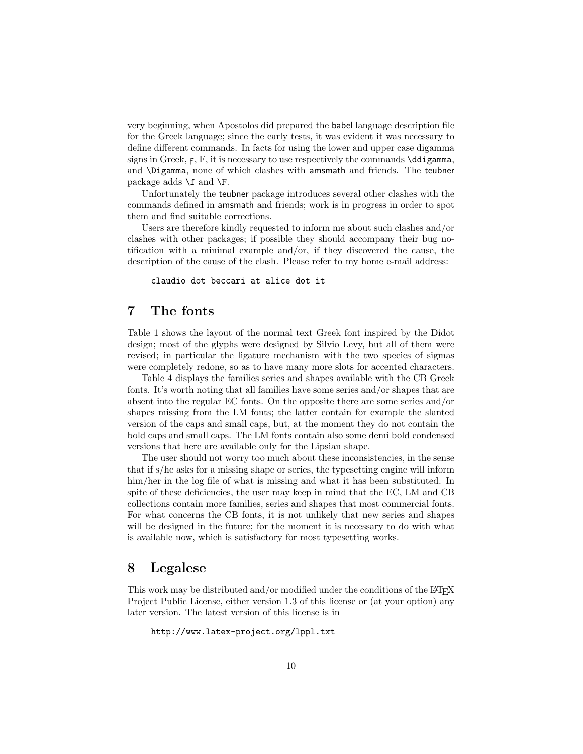very beginning, when Apostolos did prepared the babel language description file for the Greek language; since the early tests, it was evident it was necessary to define different commands. In facts for using the lower and upper case digamma signs in Greek, ϝ, Ϝ, it is necessary to use respectively the commands `\ddigamma`, and `\Digamma`, none of which clashes with amsmath and friends. The teubner package adds `\f` and `\F`.

Unfortunately the teubner package introduces several other clashes with the commands defined in amsmath and friends; work is in progress in order to spot them and find suitable corrections.

Users are therefore kindly requested to inform me about such clashes and/or clashes with other packages; if possible they should accompany their bug notification with a minimal example and/or, if they discovered the cause, the description of the cause of the clash. Please refer to my home e-mail address:

```
claudio dot beccari at alice dot it
```

# 7 The fonts

Table 1 shows the layout of the normal text Greek font inspired by the Didot design; most of the glyphs were designed by Silvio Levy, but all of them were revised; in particular the ligature mechanism with the two species of sigmas were completely redone, so as to have many more slots for accented characters.

Table 4 displays the families series and shapes available with the CB Greek fonts. It's worth noting that all families have some series and/or shapes that are absent into the regular EC fonts. On the opposite there are some series and/or shapes missing from the LM fonts; the latter contain for example the slanted version of the caps and small caps, but, at the moment they do not contain the bold caps and small caps. The LM fonts contain also some demi bold condensed versions that here are available only for the Lipsian shape.

The user should not worry too much about these inconsistencies, in the sense that if s/he asks for a missing shape or series, the typesetting engine will inform him/her in the log file of what is missing and what it has been substituted. In spite of these deficiencies, the user may keep in mind that the EC, LM and CB collections contain more families, series and shapes that most commercial fonts. For what concerns the CB fonts, it is not unlikely that new series and shapes will be designed in the future; for the moment it is necessary to do with what is available now, which is satisfactory for most typesetting works.

# 8 Legalese

This work may be distributed and/or modified under the conditions of the LaTeX Project Public License, either version 1.3 of this license or (at your option) any later version. The latest version of this license is in

```
http://www.latex-project.org/lppl.txt
```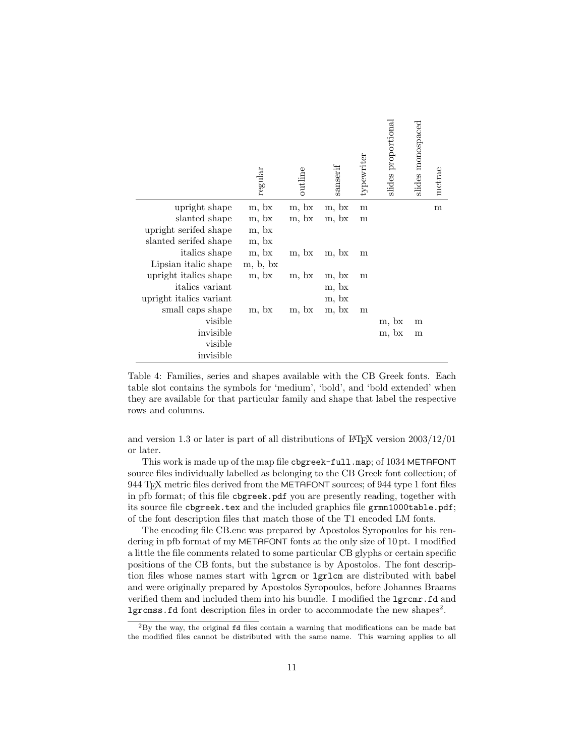| | regular | outline | sanserif | typewriter | slides proportional | slides monospaced | metrae |
|---|---|---|---|---|---|---|---|
| upright shape | m, bx | m, bx | m, bx | m | | | m |
| slanted shape | m, bx | m, bx | m, bx | m | | | |
| upright serifed shape | m, bx | | | | | | |
| slanted serifed shape | m, bx | | | | | | |
| italics shape | m, bx | m, bx | m, bx | m | | | |
| Lipsian italic shape | m, b, bx | | | | | | |
| upright italics shape | m, bx | m, bx | m, bx | m | | | |
| italics variant | | | m, bx | | | | |
| upright italics variant | | | m, bx | | | | |
| small caps shape | m, bx | m, bx | m, bx | m | | | |
| visible | | | | | m, bx | m | |
| invisible | | | | | m, bx | m | |
| visible | | | | | | | |
| invisible | | | | | | | |

Table 4: Families, series and shapes available with the CB Greek fonts. Each table slot contains the symbols for 'medium', 'bold', and 'bold extended' when they are available for that particular family and shape that label the respective rows and columns.

and version 1.3 or later is part of all distributions of LaTeX version 2003/12/01 or later.

This work is made up of the map file `cbgreek-full.map`; of 1034 METAFONT source files individually labelled as belonging to the CB Greek font collection; of 944 TeX metric files derived from the METAFONT sources; of 944 type 1 font files in pfb format; of this file `cbgreek.pdf` you are presently reading, together with its source file `cbgreek.tex` and the included graphics file `grmn1000table.pdf`; of the font description files that match those of the T1 encoded LM fonts.

The encoding file CB.enc was prepared by Apostolos Syropoulos for his rendering in pfb format of my METAFONT fonts at the only size of 10 pt. I modified a little the file comments related to some particular CB glyphs or certain specific positions of the CB fonts, but the substance is by Apostolos. The font description files whose names start with `lgrcm` or `lgrlcm` are distributed with babel and were originally prepared by Apostolos Syropoulos, before Johannes Braams verified them and included them into his bundle. I modified the `lgrcmr.fd` and `lgrcmss.fd` font description files in order to accommodate the new shapes[2].

[2]By the way, the original `fd` files contain a warning that modifications can be made bat the modified files cannot be distributed with the same name. This warning applies to all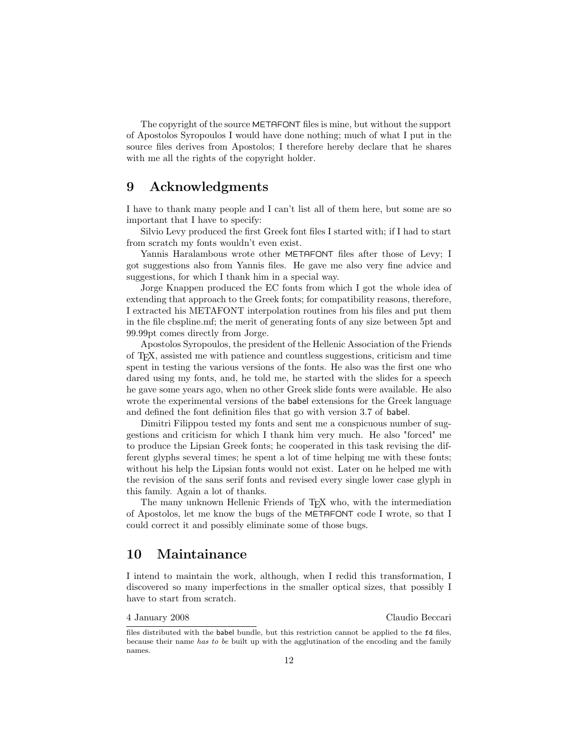The copyright of the source METAFONT files is mine, but without the support of Apostolos Syropoulos I would have done nothing; much of what I put in the source files derives from Apostolos; I therefore hereby declare that he shares with me all the rights of the copyright holder.

## 9 Acknowledgments

I have to thank many people and I can't list all of them here, but some are so important that I have to specify:

Silvio Levy produced the first Greek font files I started with; if I had to start from scratch my fonts wouldn't even exist.

Yannis Haralambous wrote other METAFONT files after those of Levy; I got suggestions also from Yannis files. He gave me also very fine advice and suggestions, for which I thank him in a special way.

Jorge Knappen produced the EC fonts from which I got the whole idea of extending that approach to the Greek fonts; for compatibility reasons, therefore, I extracted his METAFONT interpolation routines from his files and put them in the file cbspline.mf; the merit of generating fonts of any size between 5pt and 99.99pt comes directly from Jorge.

Apostolos Syropoulos, the president of the Hellenic Association of the Friends of TEX, assisted me with patience and countless suggestions, criticism and time spent in testing the various versions of the fonts. He also was the first one who dared using my fonts, and, he told me, he started with the slides for a speech he gave some years ago, when no other Greek slide fonts were available. He also wrote the experimental versions of the babel extensions for the Greek language and defined the font definition files that go with version 3.7 of babel.

Dimitri Filippou tested my fonts and sent me a conspicuous number of suggestions and criticism for which I thank him very much. He also "forced" me to produce the Lipsian Greek fonts; he cooperated in this task revising the different glyphs several times; he spent a lot of time helping me with these fonts; without his help the Lipsian fonts would not exist. Later on he helped me with the revision of the sans serif fonts and revised every single lower case glyph in this family. Again a lot of thanks.

The many unknown Hellenic Friends of TEX who, with the intermediation of Apostolos, let me know the bugs of the METAFONT code I wrote, so that I could correct it and possibly eliminate some of those bugs.

## 10 Maintainance

I intend to maintain the work, although, when I redid this transformation, I discovered so many imperfections in the smaller optical sizes, that possibly I have to start from scratch.

4 January 2008 Claudio Beccari

files distributed with the babel bundle, but this restriction cannot be applied to the fd files, because their name *has to be* built up with the agglutination of the encoding and the family names.